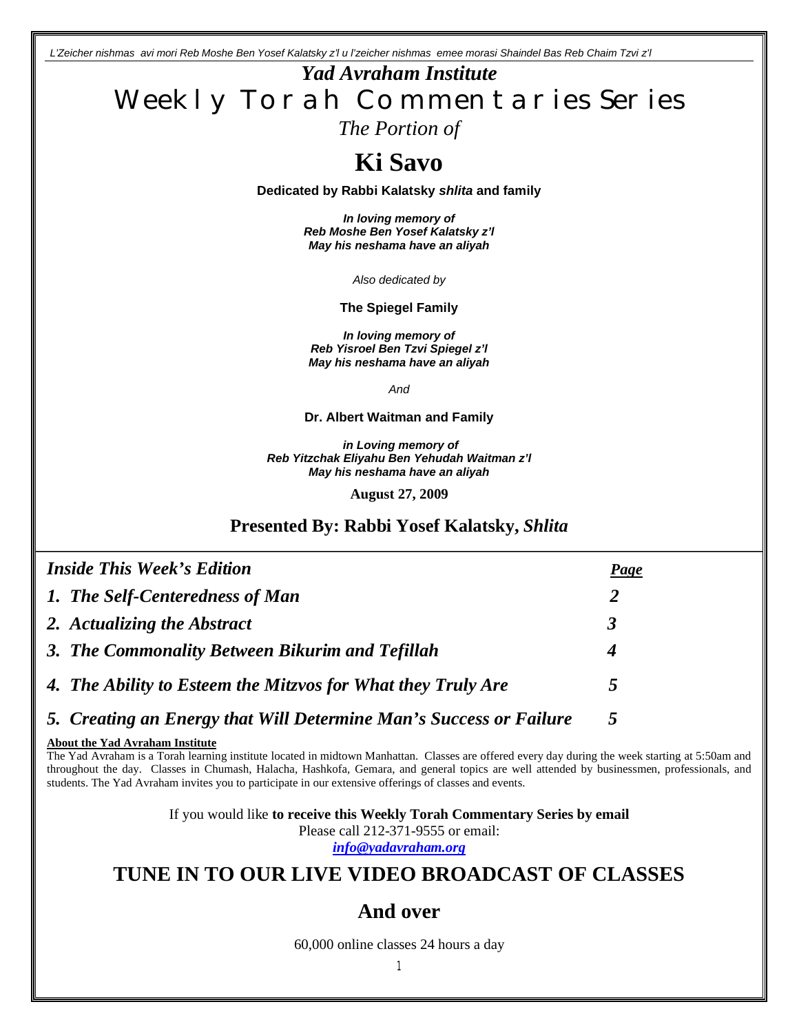*L'Zeicher nishmas avi mori Reb Moshe Ben Yosef Kalatsky z'l u l'zeicher nishmas emee morasi Shaindel Bas Reb Chaim Tzvi z'l*

# *Yad Avraham Institute*

# Weekly Torah Commentaries Series

*The Portion of*

# Ki Savo

**Dedicated by Rabbi Kalatsky *shlita* and family**

***In loving memory of***
***Reb Moshe Ben Yosef Kalatsky z'l***
***May his neshama have an aliyah***

*Also dedicated by*

**The Spiegel Family**

***In loving memory of***
***Reb Yisroel Ben Tzvi Spiegel z'l***
***May his neshama have an aliyah***

*And*

**Dr. Albert Waitman and Family**

***in Loving memory of***
***Reb Yitzchak Eliyahu Ben Yehudah Waitman z'l***
***May his neshama have an aliyah***

**August 27, 2009**

## Presented By: Rabbi Yosef Kalatsky, *Shlita*

| *Inside This Week's Edition* | *Page* |
| --- | --- |
| ***1. The Self-Centeredness of Man*** | ***2*** |
| ***2. Actualizing the Abstract*** | ***3*** |
| ***3. The Commonality Between Bikurim and Tefillah*** | ***4*** |
| ***4. The Ability to Esteem the Mitzvos for What they Truly Are*** | ***5*** |
| ***5. Creating an Energy that Will Determine Man's Success or Failure*** | ***5*** |

**About the Yad Avraham Institute**

The Yad Avraham is a Torah learning institute located in midtown Manhattan. Classes are offered every day during the week starting at 5:50am and throughout the day. Classes in Chumash, Halacha, Hashkofa, Gemara, and general topics are well attended by businessmen, professionals, and students. The Yad Avraham invites you to participate in our extensive offerings of classes and events.

If you would like **to receive this Weekly Torah Commentary Series by email**
Please call 212-371-9555 or email:
***info@yadavraham.org***

## TUNE IN TO OUR LIVE VIDEO BROADCAST OF CLASSES

## And over

60,000 online classes 24 hours a day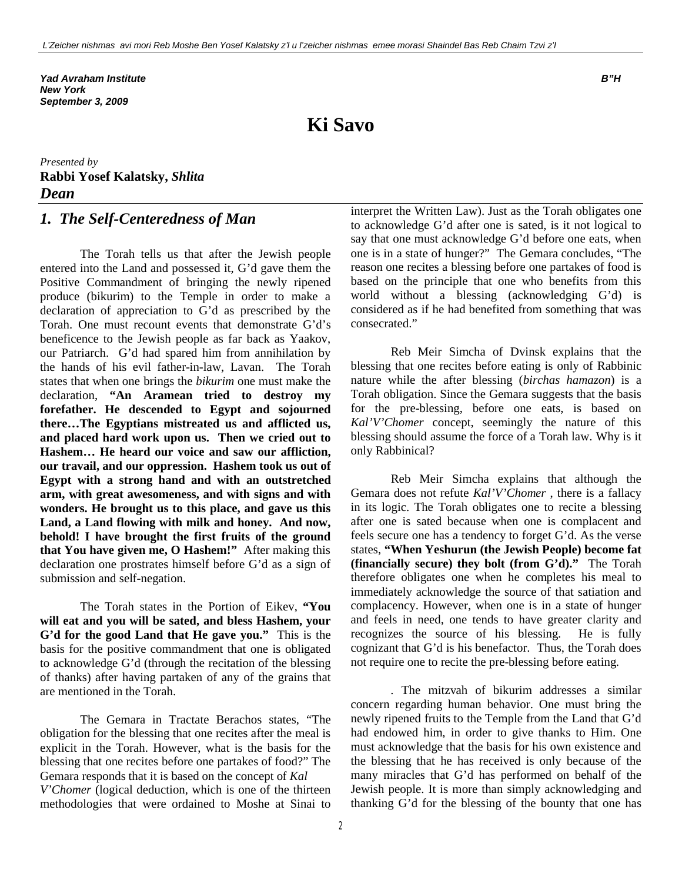L'Zeicher nishmas avi mori Reb Moshe Ben Yosef Kalatsky z'l u l'zeicher nishmas emee morasi Shaindel Bas Reb Chaim Tzvi z'l

***Yad Avraham Institute***
***New York***
***September 3, 2009***

***B"H***

# Ki Savo

*Presented by*
**Rabbi Yosef Kalatsky, *Shlita***
***Dean***

## *1. The Self-Centeredness of Man*

The Torah tells us that after the Jewish people entered into the Land and possessed it, G'd gave them the Positive Commandment of bringing the newly ripened produce (bikurim) to the Temple in order to make a declaration of appreciation to G'd as prescribed by the Torah. One must recount events that demonstrate G'd's beneficence to the Jewish people as far back as Yaakov, our Patriarch. G'd had spared him from annihilation by the hands of his evil father-in-law, Lavan. The Torah states that when one brings the *bikurim* one must make the declaration, **"An Aramean tried to destroy my forefather. He descended to Egypt and sojourned there…The Egyptians mistreated us and afflicted us, and placed hard work upon us. Then we cried out to Hashem… He heard our voice and saw our affliction, our travail, and our oppression. Hashem took us out of Egypt with a strong hand and with an outstretched arm, with great awesomeness, and with signs and with wonders. He brought us to this place, and gave us this Land, a Land flowing with milk and honey. And now, behold! I have brought the first fruits of the ground that You have given me, O Hashem!"** After making this declaration one prostrates himself before G'd as a sign of submission and self-negation.

The Torah states in the Portion of Eikev, **"You will eat and you will be sated, and bless Hashem, your G'd for the good Land that He gave you."** This is the basis for the positive commandment that one is obligated to acknowledge G'd (through the recitation of the blessing of thanks) after having partaken of any of the grains that are mentioned in the Torah.

The Gemara in Tractate Berachos states, "The obligation for the blessing that one recites after the meal is explicit in the Torah. However, what is the basis for the blessing that one recites before one partakes of food?" The Gemara responds that it is based on the concept of *Kal V'Chomer* (logical deduction, which is one of the thirteen methodologies that were ordained to Moshe at Sinai to interpret the Written Law). Just as the Torah obligates one to acknowledge G'd after one is sated, is it not logical to say that one must acknowledge G'd before one eats, when one is in a state of hunger?" The Gemara concludes, "The reason one recites a blessing before one partakes of food is based on the principle that one who benefits from this world without a blessing (acknowledging G'd) is considered as if he had benefited from something that was consecrated."

Reb Meir Simcha of Dvinsk explains that the blessing that one recites before eating is only of Rabbinic nature while the after blessing (*birchas hamazon*) is a Torah obligation. Since the Gemara suggests that the basis for the pre-blessing, before one eats, is based on *Kal'V'Chomer* concept, seemingly the nature of this blessing should assume the force of a Torah law. Why is it only Rabbinical?

Reb Meir Simcha explains that although the Gemara does not refute *Kal'V'Chomer* , there is a fallacy in its logic. The Torah obligates one to recite a blessing after one is sated because when one is complacent and feels secure one has a tendency to forget G'd. As the verse states, **"When Yeshurun (the Jewish People) become fat (financially secure) they bolt (from G'd)."** The Torah therefore obligates one when he completes his meal to immediately acknowledge the source of that satiation and complacency. However, when one is in a state of hunger and feels in need, one tends to have greater clarity and recognizes the source of his blessing. He is fully cognizant that G'd is his benefactor. Thus, the Torah does not require one to recite the pre-blessing before eating.

. The mitzvah of bikurim addresses a similar concern regarding human behavior. One must bring the newly ripened fruits to the Temple from the Land that G'd had endowed him, in order to give thanks to Him. One must acknowledge that the basis for his own existence and the blessing that he has received is only because of the many miracles that G'd has performed on behalf of the Jewish people. It is more than simply acknowledging and thanking G'd for the blessing of the bounty that one has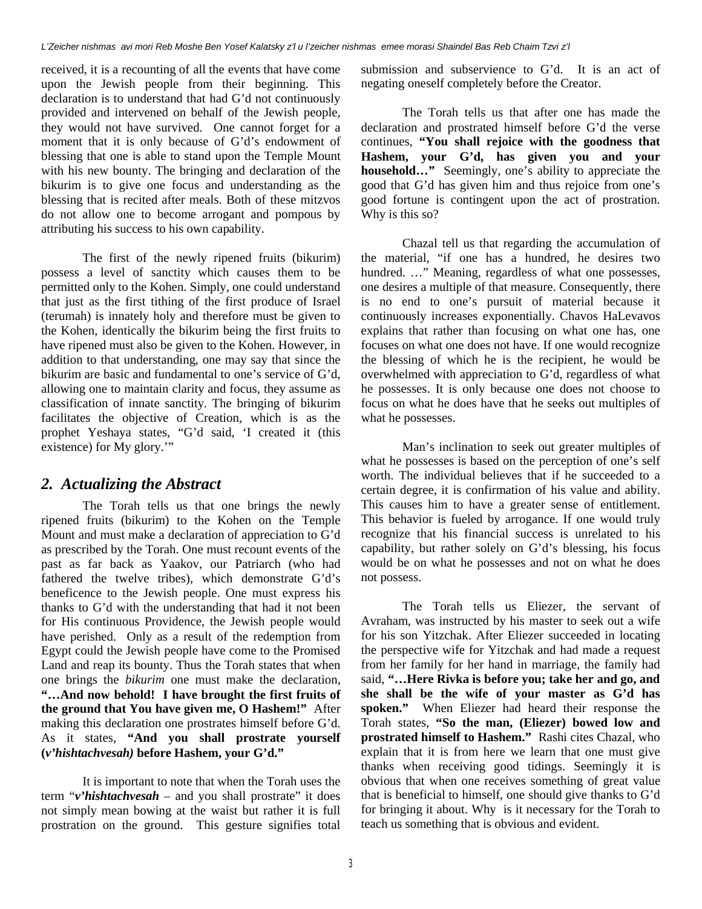received, it is a recounting of all the events that have come upon the Jewish people from their beginning. This declaration is to understand that had G'd not continuously provided and intervened on behalf of the Jewish people, they would not have survived. One cannot forget for a moment that it is only because of G'd's endowment of blessing that one is able to stand upon the Temple Mount with his new bounty. The bringing and declaration of the bikurim is to give one focus and understanding as the blessing that is recited after meals. Both of these mitzvos do not allow one to become arrogant and pompous by attributing his success to his own capability.

The first of the newly ripened fruits (bikurim) possess a level of sanctity which causes them to be permitted only to the Kohen. Simply, one could understand that just as the first tithing of the first produce of Israel (terumah) is innately holy and therefore must be given to the Kohen, identically the bikurim being the first fruits to have ripened must also be given to the Kohen. However, in addition to that understanding, one may say that since the bikurim are basic and fundamental to one's service of G'd, allowing one to maintain clarity and focus, they assume as classification of innate sanctity. The bringing of bikurim facilitates the objective of Creation, which is as the prophet Yeshaya states, "G'd said, 'I created it (this existence) for My glory.'"

## *2. Actualizing the Abstract*

The Torah tells us that one brings the newly ripened fruits (bikurim) to the Kohen on the Temple Mount and must make a declaration of appreciation to G'd as prescribed by the Torah. One must recount events of the past as far back as Yaakov, our Patriarch (who had fathered the twelve tribes), which demonstrate G'd's beneficence to the Jewish people. One must express his thanks to G'd with the understanding that had it not been for His continuous Providence, the Jewish people would have perished. Only as a result of the redemption from Egypt could the Jewish people have come to the Promised Land and reap its bounty. Thus the Torah states that when one brings the *bikurim* one must make the declaration, **"…And now behold! I have brought the first fruits of the ground that You have given me, O Hashem!"** After making this declaration one prostrates himself before G'd. As it states, **"And you shall prostrate yourself (*v'hishtachvesah)* before Hashem, your G'd."**

It is important to note that when the Torah uses the term "***v'hishtachvesah*** – and you shall prostrate" it does not simply mean bowing at the waist but rather it is full prostration on the ground. This gesture signifies total submission and subservience to G'd. It is an act of negating oneself completely before the Creator.

The Torah tells us that after one has made the declaration and prostrated himself before G'd the verse continues, **"You shall rejoice with the goodness that Hashem, your G'd, has given you and your household…"** Seemingly, one's ability to appreciate the good that G'd has given him and thus rejoice from one's good fortune is contingent upon the act of prostration. Why is this so?

Chazal tell us that regarding the accumulation of the material, "if one has a hundred, he desires two hundred. …" Meaning, regardless of what one possesses, one desires a multiple of that measure. Consequently, there is no end to one's pursuit of material because it continuously increases exponentially. Chavos HaLevavos explains that rather than focusing on what one has, one focuses on what one does not have. If one would recognize the blessing of which he is the recipient, he would be overwhelmed with appreciation to G'd, regardless of what he possesses. It is only because one does not choose to focus on what he does have that he seeks out multiples of what he possesses.

Man's inclination to seek out greater multiples of what he possesses is based on the perception of one's self worth. The individual believes that if he succeeded to a certain degree, it is confirmation of his value and ability. This causes him to have a greater sense of entitlement. This behavior is fueled by arrogance. If one would truly recognize that his financial success is unrelated to his capability, but rather solely on G'd's blessing, his focus would be on what he possesses and not on what he does not possess.

The Torah tells us Eliezer, the servant of Avraham, was instructed by his master to seek out a wife for his son Yitzchak. After Eliezer succeeded in locating the perspective wife for Yitzchak and had made a request from her family for her hand in marriage, the family had said, **"…Here Rivka is before you; take her and go, and she shall be the wife of your master as G'd has spoken."** When Eliezer had heard their response the Torah states, **"So the man, (Eliezer) bowed low and prostrated himself to Hashem."** Rashi cites Chazal, who explain that it is from here we learn that one must give thanks when receiving good tidings. Seemingly it is obvious that when one receives something of great value that is beneficial to himself, one should give thanks to G'd for bringing it about. Why is it necessary for the Torah to teach us something that is obvious and evident.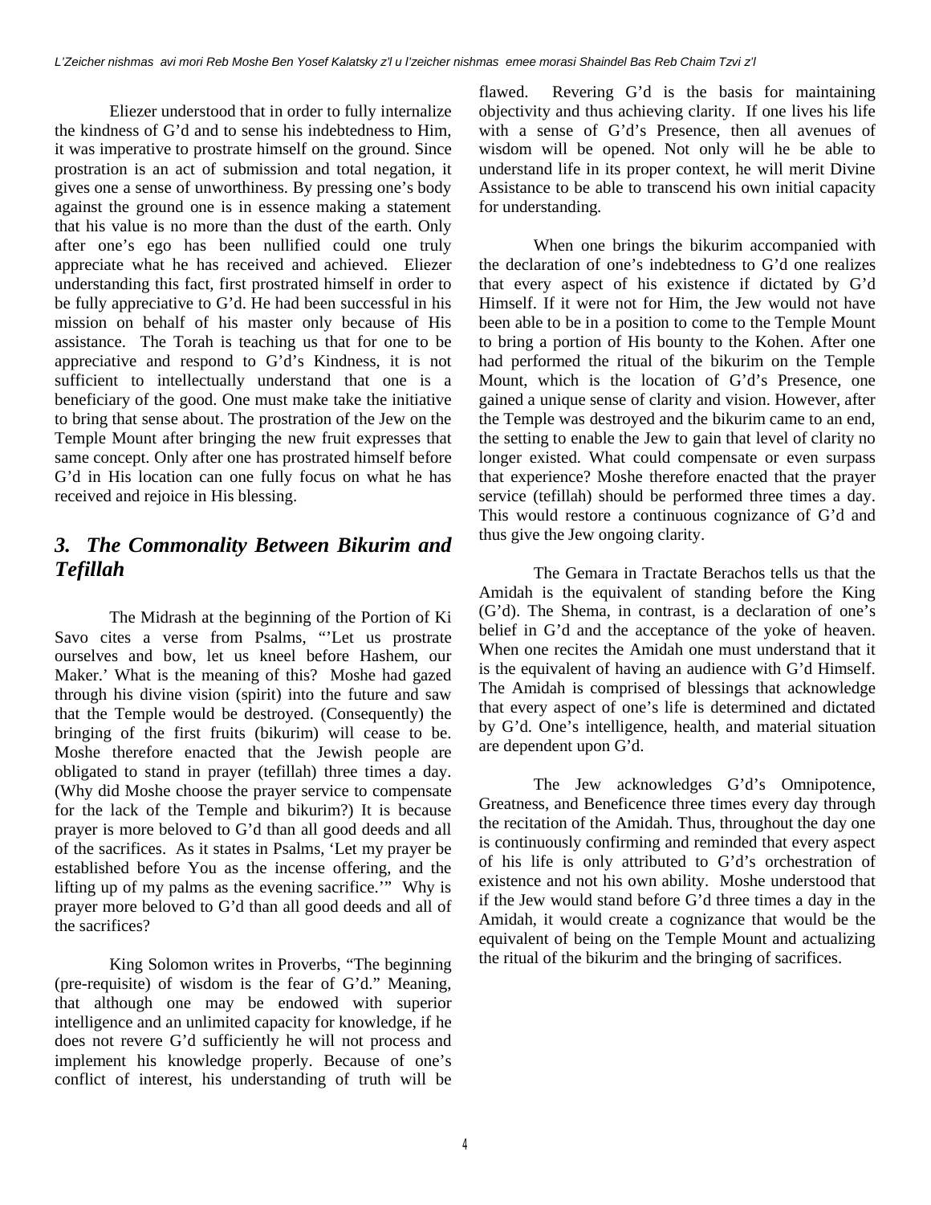Eliezer understood that in order to fully internalize the kindness of G'd and to sense his indebtedness to Him, it was imperative to prostrate himself on the ground. Since prostration is an act of submission and total negation, it gives one a sense of unworthiness. By pressing one's body against the ground one is in essence making a statement that his value is no more than the dust of the earth. Only after one's ego has been nullified could one truly appreciate what he has received and achieved. Eliezer understanding this fact, first prostrated himself in order to be fully appreciative to G'd. He had been successful in his mission on behalf of his master only because of His assistance. The Torah is teaching us that for one to be appreciative and respond to G'd's Kindness, it is not sufficient to intellectually understand that one is a beneficiary of the good. One must make take the initiative to bring that sense about. The prostration of the Jew on the Temple Mount after bringing the new fruit expresses that same concept. Only after one has prostrated himself before G'd in His location can one fully focus on what he has received and rejoice in His blessing.

## *3. The Commonality Between Bikurim and Tefillah*

The Midrash at the beginning of the Portion of Ki Savo cites a verse from Psalms, "'Let us prostrate ourselves and bow, let us kneel before Hashem, our Maker.' What is the meaning of this? Moshe had gazed through his divine vision (spirit) into the future and saw that the Temple would be destroyed. (Consequently) the bringing of the first fruits (bikurim) will cease to be. Moshe therefore enacted that the Jewish people are obligated to stand in prayer (tefillah) three times a day. (Why did Moshe choose the prayer service to compensate for the lack of the Temple and bikurim?) It is because prayer is more beloved to G'd than all good deeds and all of the sacrifices. As it states in Psalms, 'Let my prayer be established before You as the incense offering, and the lifting up of my palms as the evening sacrifice.'" Why is prayer more beloved to G'd than all good deeds and all of the sacrifices?

King Solomon writes in Proverbs, "The beginning (pre-requisite) of wisdom is the fear of G'd." Meaning, that although one may be endowed with superior intelligence and an unlimited capacity for knowledge, if he does not revere G'd sufficiently he will not process and implement his knowledge properly. Because of one's conflict of interest, his understanding of truth will be flawed. Revering G'd is the basis for maintaining objectivity and thus achieving clarity. If one lives his life with a sense of G'd's Presence, then all avenues of wisdom will be opened. Not only will he be able to understand life in its proper context, he will merit Divine Assistance to be able to transcend his own initial capacity for understanding.

When one brings the bikurim accompanied with the declaration of one's indebtedness to G'd one realizes that every aspect of his existence if dictated by G'd Himself. If it were not for Him, the Jew would not have been able to be in a position to come to the Temple Mount to bring a portion of His bounty to the Kohen. After one had performed the ritual of the bikurim on the Temple Mount, which is the location of G'd's Presence, one gained a unique sense of clarity and vision. However, after the Temple was destroyed and the bikurim came to an end, the setting to enable the Jew to gain that level of clarity no longer existed. What could compensate or even surpass that experience? Moshe therefore enacted that the prayer service (tefillah) should be performed three times a day. This would restore a continuous cognizance of G'd and thus give the Jew ongoing clarity.

The Gemara in Tractate Berachos tells us that the Amidah is the equivalent of standing before the King (G'd). The Shema, in contrast, is a declaration of one's belief in G'd and the acceptance of the yoke of heaven. When one recites the Amidah one must understand that it is the equivalent of having an audience with G'd Himself. The Amidah is comprised of blessings that acknowledge that every aspect of one's life is determined and dictated by G'd. One's intelligence, health, and material situation are dependent upon G'd.

The Jew acknowledges G'd's Omnipotence, Greatness, and Beneficence three times every day through the recitation of the Amidah. Thus, throughout the day one is continuously confirming and reminded that every aspect of his life is only attributed to G'd's orchestration of existence and not his own ability. Moshe understood that if the Jew would stand before G'd three times a day in the Amidah, it would create a cognizance that would be the equivalent of being on the Temple Mount and actualizing the ritual of the bikurim and the bringing of sacrifices.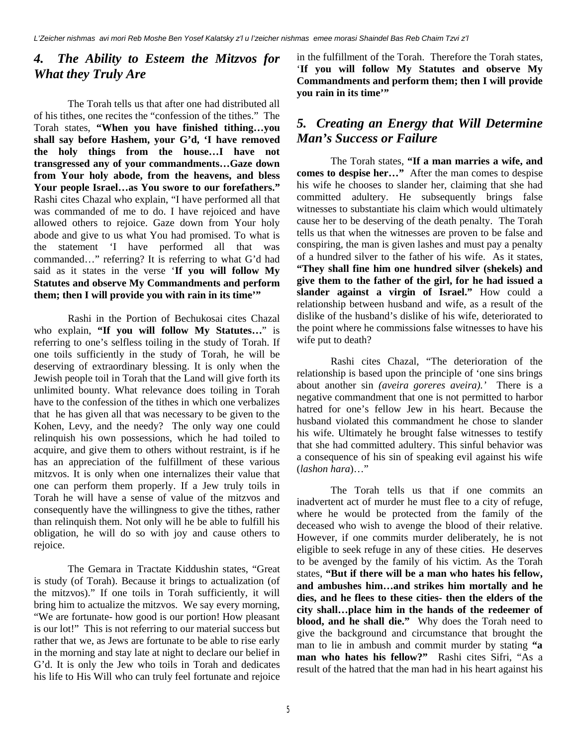## *4. The Ability to Esteem the Mitzvos for What they Truly Are*

The Torah tells us that after one had distributed all of his tithes, one recites the "confession of the tithes." The Torah states, **"When you have finished tithing…you shall say before Hashem, your G'd, 'I have removed the holy things from the house…I have not transgressed any of your commandments…Gaze down from Your holy abode, from the heavens, and bless Your people Israel…as You swore to our forefathers."** Rashi cites Chazal who explain, "I have performed all that was commanded of me to do. I have rejoiced and have allowed others to rejoice. Gaze down from Your holy abode and give to us what You had promised. To what is the statement 'I have performed all that was commanded…" referring? It is referring to what G'd had said as it states in the verse '**If you will follow My Statutes and observe My Commandments and perform them; then I will provide you with rain in its time'"**

Rashi in the Portion of Bechukosai cites Chazal who explain, **"If you will follow My Statutes…"** is referring to one's selfless toiling in the study of Torah. If one toils sufficiently in the study of Torah, he will be deserving of extraordinary blessing. It is only when the Jewish people toil in Torah that the Land will give forth its unlimited bounty. What relevance does toiling in Torah have to the confession of the tithes in which one verbalizes that he has given all that was necessary to be given to the Kohen, Levy, and the needy? The only way one could relinquish his own possessions, which he had toiled to acquire, and give them to others without restraint, is if he has an appreciation of the fulfillment of these various mitzvos. It is only when one internalizes their value that one can perform them properly. If a Jew truly toils in Torah he will have a sense of value of the mitzvos and consequently have the willingness to give the tithes, rather than relinquish them. Not only will he be able to fulfill his obligation, he will do so with joy and cause others to rejoice.

The Gemara in Tractate Kiddushin states, "Great is study (of Torah). Because it brings to actualization (of the mitzvos)." If one toils in Torah sufficiently, it will bring him to actualize the mitzvos. We say every morning, "We are fortunate- how good is our portion! How pleasant is our lot!" This is not referring to our material success but rather that we, as Jews are fortunate to be able to rise early in the morning and stay late at night to declare our belief in G'd. It is only the Jew who toils in Torah and dedicates his life to His Will who can truly feel fortunate and rejoice in the fulfillment of the Torah. Therefore the Torah states, '**If you will follow My Statutes and observe My Commandments and perform them; then I will provide you rain in its time'"**

## *5. Creating an Energy that Will Determine Man's Success or Failure*

The Torah states, **"If a man marries a wife, and comes to despise her…"** After the man comes to despise his wife he chooses to slander her, claiming that she had committed adultery. He subsequently brings false witnesses to substantiate his claim which would ultimately cause her to be deserving of the death penalty. The Torah tells us that when the witnesses are proven to be false and conspiring, the man is given lashes and must pay a penalty of a hundred silver to the father of his wife. As it states, **"They shall fine him one hundred silver (shekels) and give them to the father of the girl, for he had issued a slander against a virgin of Israel."** How could a relationship between husband and wife, as a result of the dislike of the husband's dislike of his wife, deteriorated to the point where he commissions false witnesses to have his wife put to death?

Rashi cites Chazal, "The deterioration of the relationship is based upon the principle of 'one sins brings about another sin *(aveira goreres aveira).'* There is a negative commandment that one is not permitted to harbor hatred for one's fellow Jew in his heart. Because the husband violated this commandment he chose to slander his wife. Ultimately he brought false witnesses to testify that she had committed adultery. This sinful behavior was a consequence of his sin of speaking evil against his wife (*lashon hara*)…"

The Torah tells us that if one commits an inadvertent act of murder he must flee to a city of refuge, where he would be protected from the family of the deceased who wish to avenge the blood of their relative. However, if one commits murder deliberately, he is not eligible to seek refuge in any of these cities. He deserves to be avenged by the family of his victim. As the Torah states, **"But if there will be a man who hates his fellow, and ambushes him…and strikes him mortally and he dies, and he flees to these cities- then the elders of the city shall…place him in the hands of the redeemer of blood, and he shall die."** Why does the Torah need to give the background and circumstance that brought the man to lie in ambush and commit murder by stating **"a man who hates his fellow?"** Rashi cites Sifri, "As a result of the hatred that the man had in his heart against his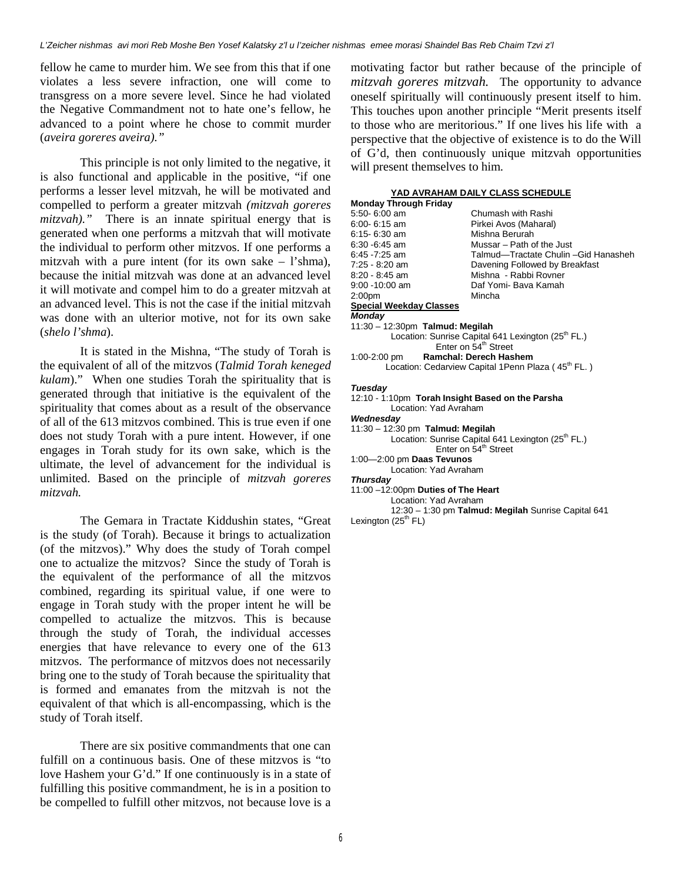fellow he came to murder him. We see from this that if one violates a less severe infraction, one will come to transgress on a more severe level. Since he had violated the Negative Commandment not to hate one's fellow, he advanced to a point where he chose to commit murder (*aveira goreres aveira).*"

This principle is not only limited to the negative, it is also functional and applicable in the positive, "if one performs a lesser level mitzvah, he will be motivated and compelled to perform a greater mitzvah *(mitzvah goreres mitzvah)."* There is an innate spiritual energy that is generated when one performs a mitzvah that will motivate the individual to perform other mitzvos. If one performs a mitzvah with a pure intent (for its own sake – l'shma), because the initial mitzvah was done at an advanced level it will motivate and compel him to do a greater mitzvah at an advanced level. This is not the case if the initial mitzvah was done with an ulterior motive, not for its own sake (*shelo l'shma*).

It is stated in the Mishna, "The study of Torah is the equivalent of all of the mitzvos (*Talmid Torah keneged kulam*)." When one studies Torah the spirituality that is generated through that initiative is the equivalent of the spirituality that comes about as a result of the observance of all of the 613 mitzvos combined. This is true even if one does not study Torah with a pure intent. However, if one engages in Torah study for its own sake, which is the ultimate, the level of advancement for the individual is unlimited. Based on the principle of *mitzvah goreres mitzvah.*

The Gemara in Tractate Kiddushin states, "Great is the study (of Torah). Because it brings to actualization (of the mitzvos)." Why does the study of Torah compel one to actualize the mitzvos? Since the study of Torah is the equivalent of the performance of all the mitzvos combined, regarding its spiritual value, if one were to engage in Torah study with the proper intent he will be compelled to actualize the mitzvos. This is because through the study of Torah, the individual accesses energies that have relevance to every one of the 613 mitzvos. The performance of mitzvos does not necessarily bring one to the study of Torah because the spirituality that is formed and emanates from the mitzvah is not the equivalent of that which is all-encompassing, which is the study of Torah itself.

There are six positive commandments that one can fulfill on a continuous basis. One of these mitzvos is "to love Hashem your G'd." If one continuously is in a state of fulfilling this positive commandment, he is in a position to be compelled to fulfill other mitzvos, not because love is a motivating factor but rather because of the principle of *mitzvah goreres mitzvah.* The opportunity to advance oneself spiritually will continuously present itself to him. This touches upon another principle "Merit presents itself to those who are meritorious." If one lives his life with a perspective that the objective of existence is to do the Will of G'd, then continuously unique mitzvah opportunities will present themselves to him.

**YAD AVRAHAM DAILY CLASS SCHEDULE**

**Monday Through Friday**

| | |
|---|---|
| 5:50- 6:00 am | Chumash with Rashi |
| 6:00- 6:15 am | Pirkei Avos (Maharal) |
| 6:15- 6:30 am | Mishna Berurah |
| 6:30 -6:45 am | Mussar – Path of the Just |
| 6:45 -7:25 am | Talmud—Tractate Chulin –Gid Hanasheh |
| 7:25 - 8:20 am | Davening Followed by Breakfast |
| 8:20 - 8:45 am | Mishna - Rabbi Rovner |
| 9:00 -10:00 am | Daf Yomi- Bava Kamah |
| 2:00pm | Mincha |

**Special Weekday Classes**

***Monday***

11:30 – 12:30pm **Talmud: Megilah**
Location: Sunrise Capital 641 Lexington (25th FL.)
Enter on 54th Street

1:00-2:00 pm **Ramchal: Derech Hashem**
Location: Cedarview Capital 1Penn Plaza ( 45th FL. )

***Tuesday***

12:10 - 1:10pm **Torah Insight Based on the Parsha**
Location: Yad Avraham

***Wednesday***

11:30 – 12:30 pm **Talmud: Megilah**
Location: Sunrise Capital 641 Lexington (25th FL.)
Enter on 54th Street

1:00—2:00 pm **Daas Tevunos**
Location: Yad Avraham

***Thursday***

11:00 –12:00pm **Duties of The Heart**
Location: Yad Avraham

12:30 – 1:30 pm **Talmud: Megilah** Sunrise Capital 641 Lexington (25th FL)